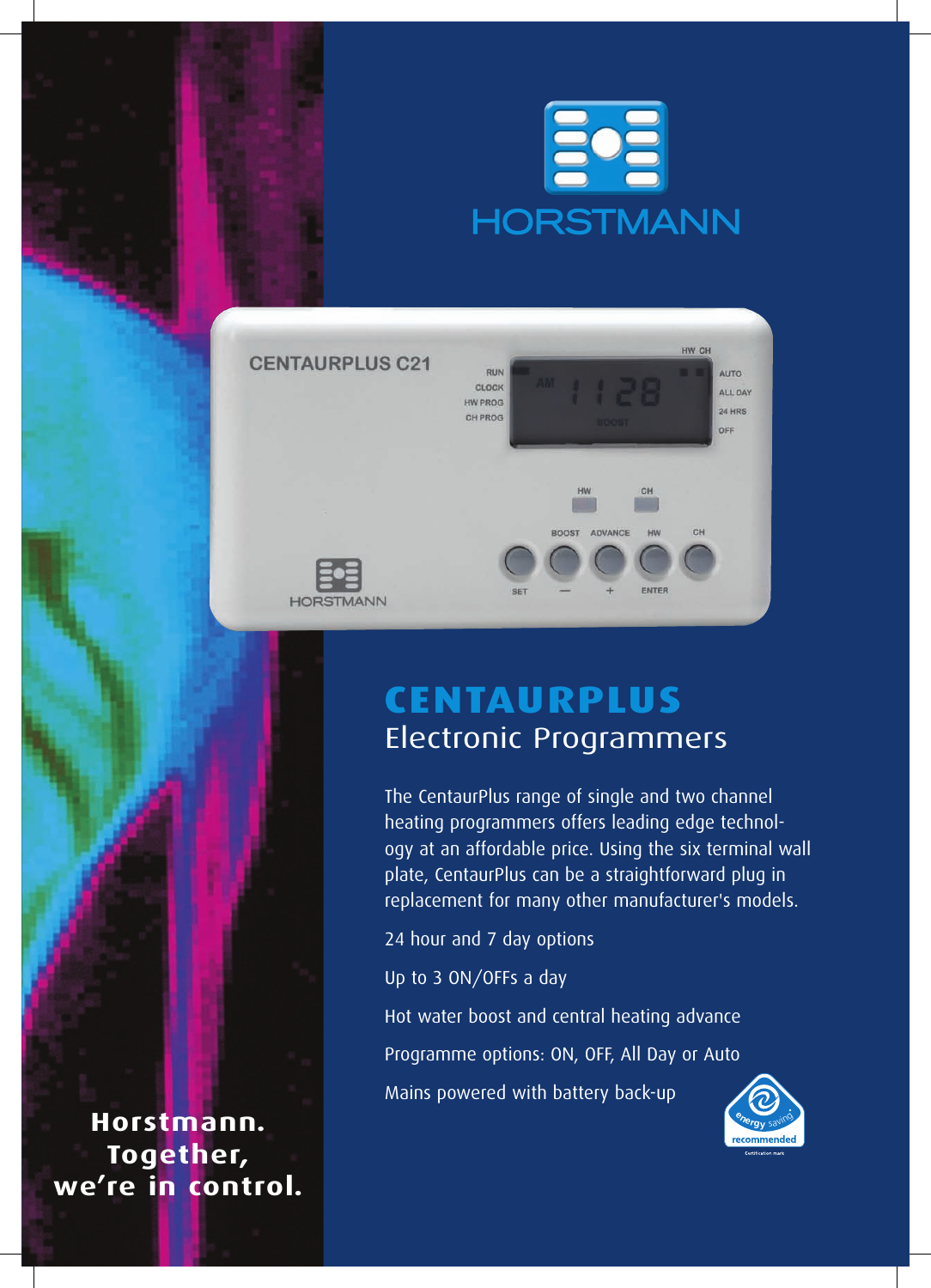# CENTAURPLUS

## Electronic Programmers

The CentaurPlus range of single and two channel heating programmers offers leading edge technology at an affordable price. Using the six terminal wall plate, CentaurPlus can be a straightforward plug in replacement for many other manufacturer's models.

24 hour and 7 day options

Up to 3 ON/OFFs a day

Hot water boost and central heating advance

Programme options: ON, OFF, All Day or Auto

Mains powered with battery back-up

**Horstmann. Together, we're in control.**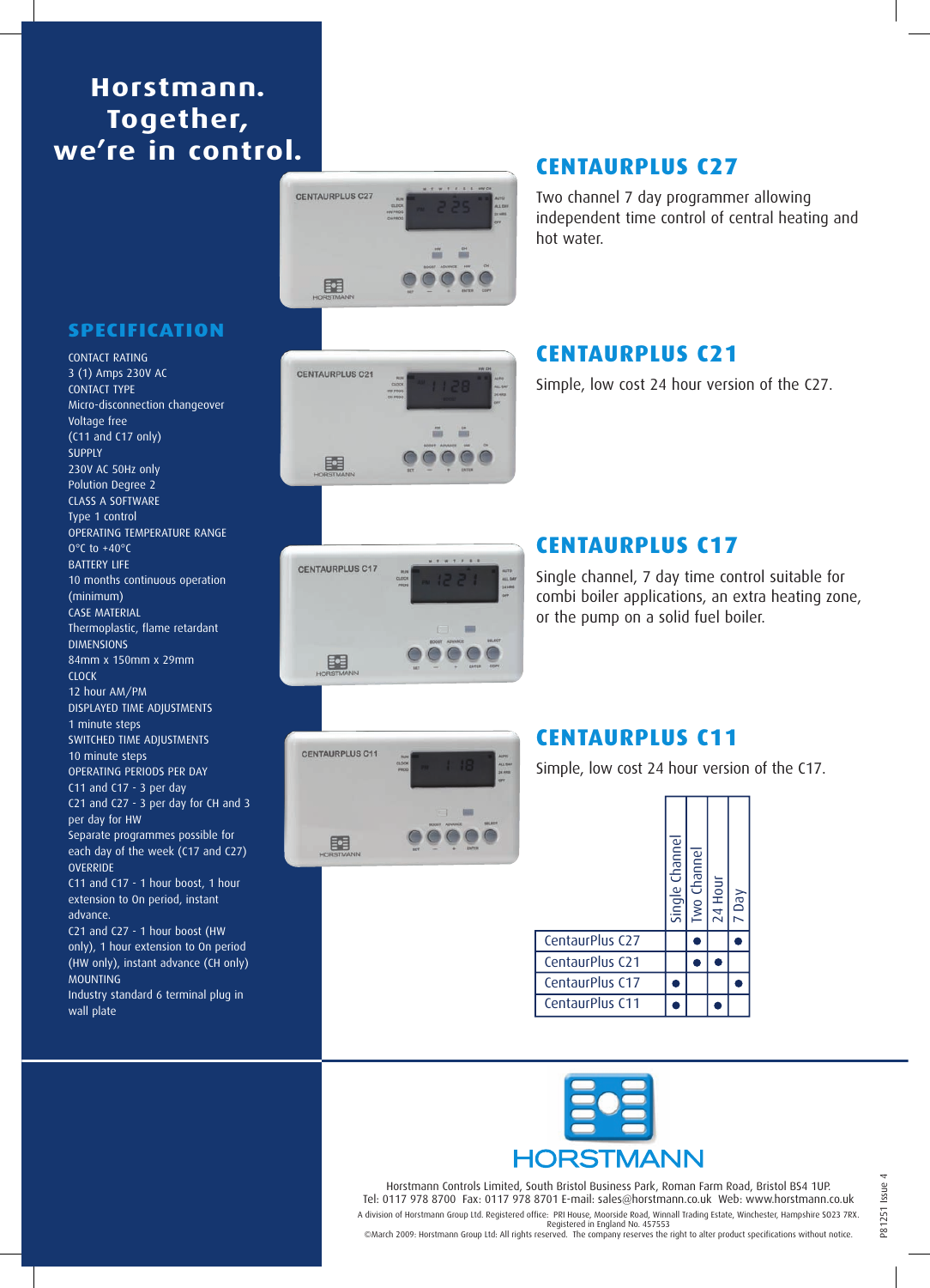# Horstmann. Together, we're in control.

## SPECIFICATION

CONTACT RATING
3 (1) Amps 230V AC
CONTACT TYPE
Micro-disconnection changeover
Voltage free
(C11 and C17 only)
SUPPLY
230V AC 50Hz only
Polution Degree 2
CLASS A SOFTWARE
Type 1 control
OPERATING TEMPERATURE RANGE
0°C to +40°C
BATTERY LIFE
10 months continuous operation (minimum)
CASE MATERIAL
Thermoplastic, flame retardant
DIMENSIONS
84mm x 150mm x 29mm
CLOCK
12 hour AM/PM
DISPLAYED TIME ADJUSTMENTS
1 minute steps
SWITCHED TIME ADJUSTMENTS
10 minute steps
OPERATING PERIODS PER DAY
C11 and C17 - 3 per day
C21 and C27 - 3 per day for CH and 3 per day for HW
Separate programmes possible for each day of the week (C17 and C27)
OVERRIDE
C11 and C17 - 1 hour boost, 1 hour extension to On period, instant advance.
C21 and C27 - 1 hour boost (HW only), 1 hour extension to On period (HW only), instant advance (CH only)
MOUNTING
Industry standard 6 terminal plug in wall plate

## CENTAURPLUS C27

Two channel 7 day programmer allowing independent time control of central heating and hot water.

## CENTAURPLUS C21

Simple, low cost 24 hour version of the C27.

## CENTAURPLUS C17

Single channel, 7 day time control suitable for combi boiler applications, an extra heating zone, or the pump on a solid fuel boiler.

## CENTAURPLUS C11

Simple, low cost 24 hour version of the C17.

| | Single Channel | Two Channel | 24 Hour | 7 Day |
|---|---|---|---|---|
| CentaurPlus C27 | | ● | | ● |
| CentaurPlus C21 | | ● | ● | |
| CentaurPlus C17 | ● | | | ● |
| CentaurPlus C11 | ● | | ● | |

HORSTMANN

Horstmann Controls Limited, South Bristol Business Park, Roman Farm Road, Bristol BS4 1UP.
Tel: 0117 978 8700 Fax: 0117 978 8701 E-mail: sales@horstmann.co.uk Web: www.horstmann.co.uk
A division of Horstmann Group Ltd. Registered office: PRI House, Moorside Road, Winnall Trading Estate, Winchester, Hampshire SO23 7RX. Registered in England No. 457553
©March 2009: Horstmann Group Ltd: All rights reserved. The company reserves the right to alter product specifications without notice.

P81251 Issue 4